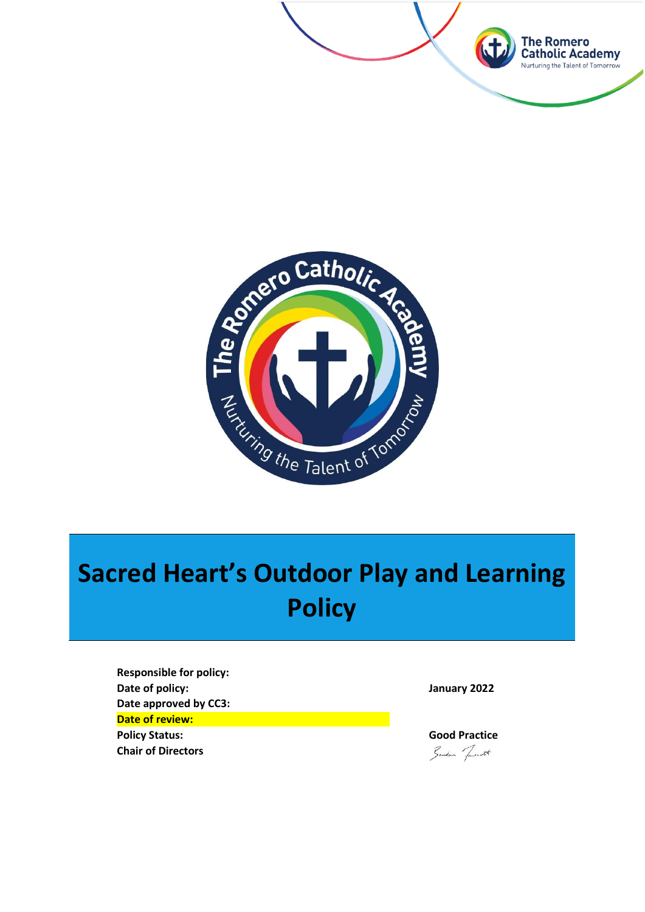The Romero Catholic Academy
Nurturing the Talent of Tomorrow

# Sacred Heart's Outdoor Play and Learning Policy

| | |
|---|---|
| **Responsible for policy:** | |
| **Date of policy:** | **January 2022** |
| **Date approved by CC3:** | |
| **Date of review:** | |
| **Policy Status:** | **Good Practice** |
| **Chair of Directors** | |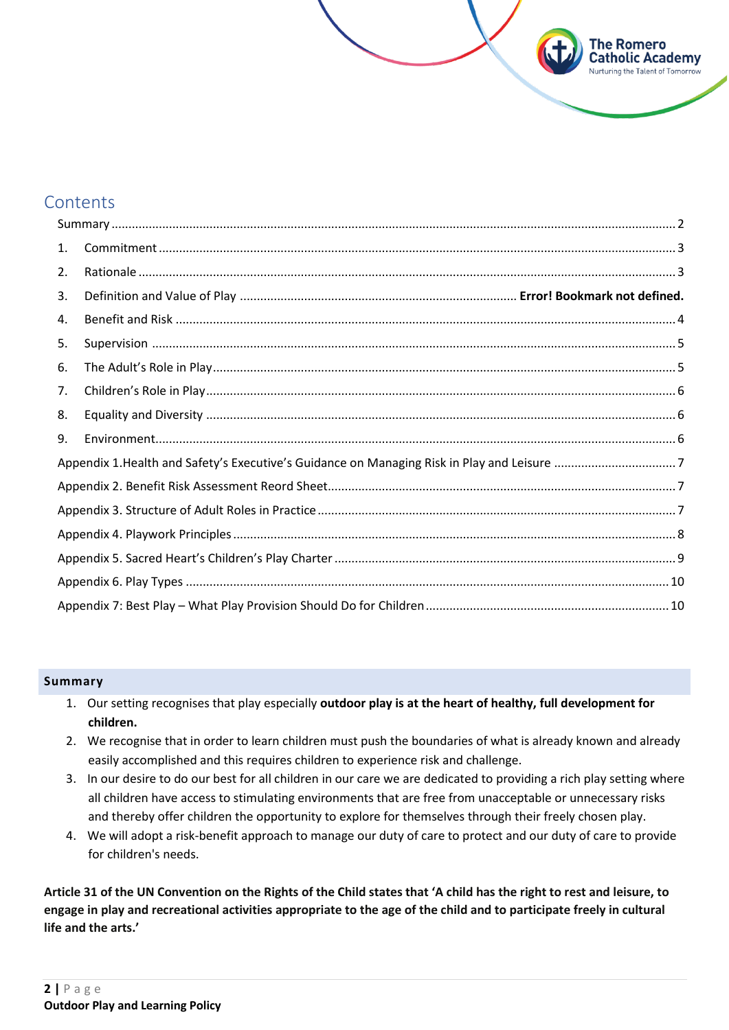# Contents

Summary ........................................................................................................ 2

1. Commitment ........................................................................................................ 3
2. Rationale ........................................................................................................ 3
3. Definition and Value of Play ........................................................ **Error! Bookmark not defined.**
4. Benefit and Risk ........................................................................................................ 4
5. Supervision ........................................................................................................ 5
6. The Adult's Role in Play ........................................................................................................ 5
7. Children's Role in Play ........................................................................................................ 6
8. Equality and Diversity ........................................................................................................ 6
9. Environment ........................................................................................................ 6

Appendix 1.Health and Safety's Executive's Guidance on Managing Risk in Play and Leisure ........................ 7

Appendix 2. Benefit Risk Assessment Reord Sheet ........................................................................................ 7

Appendix 3. Structure of Adult Roles in Practice ........................................................................................ 7

Appendix 4. Playwork Principles ........................................................................................ 8

Appendix 5. Sacred Heart's Children's Play Charter ........................................................................................ 9

Appendix 6. Play Types ........................................................................................ 10

Appendix 7: Best Play – What Play Provision Should Do for Children ........................................................ 10

## Summary

1. Our setting recognises that play especially **outdoor play is at the heart of healthy, full development for children.**
2. We recognise that in order to learn children must push the boundaries of what is already known and already easily accomplished and this requires children to experience risk and challenge.
3. In our desire to do our best for all children in our care we are dedicated to providing a rich play setting where all children have access to stimulating environments that are free from unacceptable or unnecessary risks and thereby offer children the opportunity to explore for themselves through their freely chosen play.
4. We will adopt a risk-benefit approach to manage our duty of care to protect and our duty of care to provide for children's needs.

**Article 31 of the UN Convention on the Rights of the Child states that 'A child has the right to rest and leisure, to engage in play and recreational activities appropriate to the age of the child and to participate freely in cultural life and the arts.'**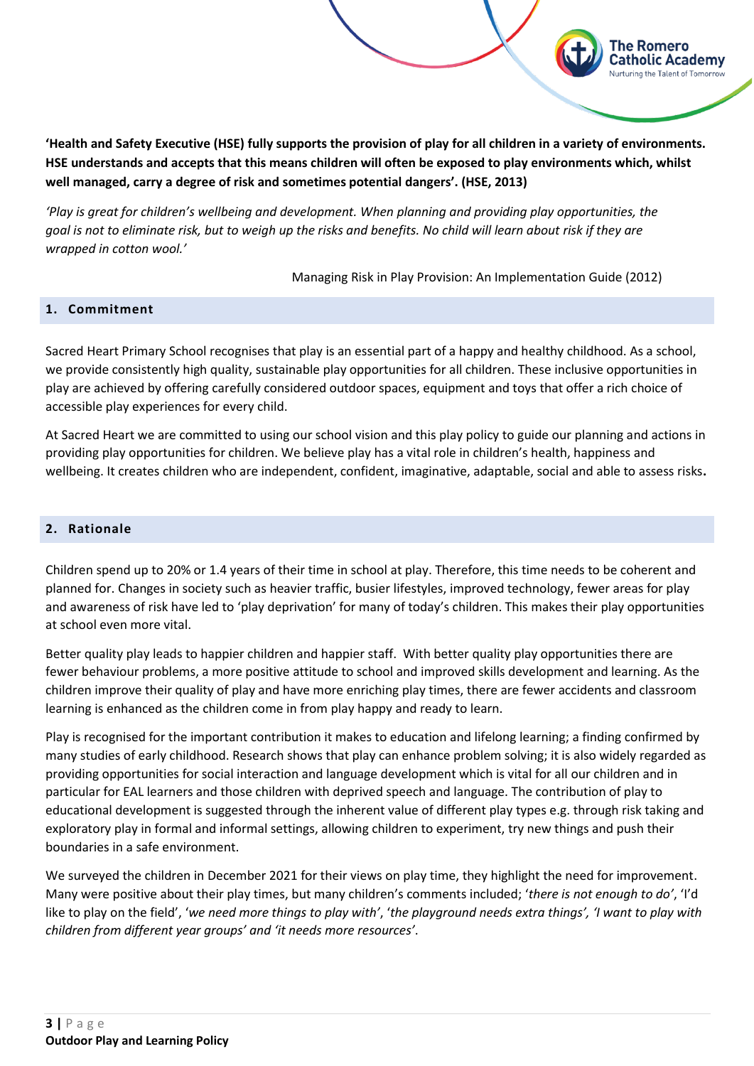**'Health and Safety Executive (HSE) fully supports the provision of play for all children in a variety of environments. HSE understands and accepts that this means children will often be exposed to play environments which, whilst well managed, carry a degree of risk and sometimes potential dangers'. (HSE, 2013)**

*'Play is great for children's wellbeing and development. When planning and providing play opportunities, the goal is not to eliminate risk, but to weigh up the risks and benefits. No child will learn about risk if they are wrapped in cotton wool.'*

Managing Risk in Play Provision: An Implementation Guide (2012)

## 1. Commitment

Sacred Heart Primary School recognises that play is an essential part of a happy and healthy childhood. As a school, we provide consistently high quality, sustainable play opportunities for all children. These inclusive opportunities in play are achieved by offering carefully considered outdoor spaces, equipment and toys that offer a rich choice of accessible play experiences for every child.

At Sacred Heart we are committed to using our school vision and this play policy to guide our planning and actions in providing play opportunities for children. We believe play has a vital role in children's health, happiness and wellbeing. It creates children who are independent, confident, imaginative, adaptable, social and able to assess risks.

## 2. Rationale

Children spend up to 20% or 1.4 years of their time in school at play. Therefore, this time needs to be coherent and planned for. Changes in society such as heavier traffic, busier lifestyles, improved technology, fewer areas for play and awareness of risk have led to 'play deprivation' for many of today's children. This makes their play opportunities at school even more vital.

Better quality play leads to happier children and happier staff. With better quality play opportunities there are fewer behaviour problems, a more positive attitude to school and improved skills development and learning. As the children improve their quality of play and have more enriching play times, there are fewer accidents and classroom learning is enhanced as the children come in from play happy and ready to learn.

Play is recognised for the important contribution it makes to education and lifelong learning; a finding confirmed by many studies of early childhood. Research shows that play can enhance problem solving; it is also widely regarded as providing opportunities for social interaction and language development which is vital for all our children and in particular for EAL learners and those children with deprived speech and language. The contribution of play to educational development is suggested through the inherent value of different play types e.g. through risk taking and exploratory play in formal and informal settings, allowing children to experiment, try new things and push their boundaries in a safe environment.

We surveyed the children in December 2021 for their views on play time, they highlight the need for improvement. Many were positive about their play times, but many children's comments included; '*there is not enough to do'*, 'I'd like to play on the field', '*we need more things to play with*', '*the playground needs extra things', 'I want to play with children from different year groups' and 'it needs more resources'*.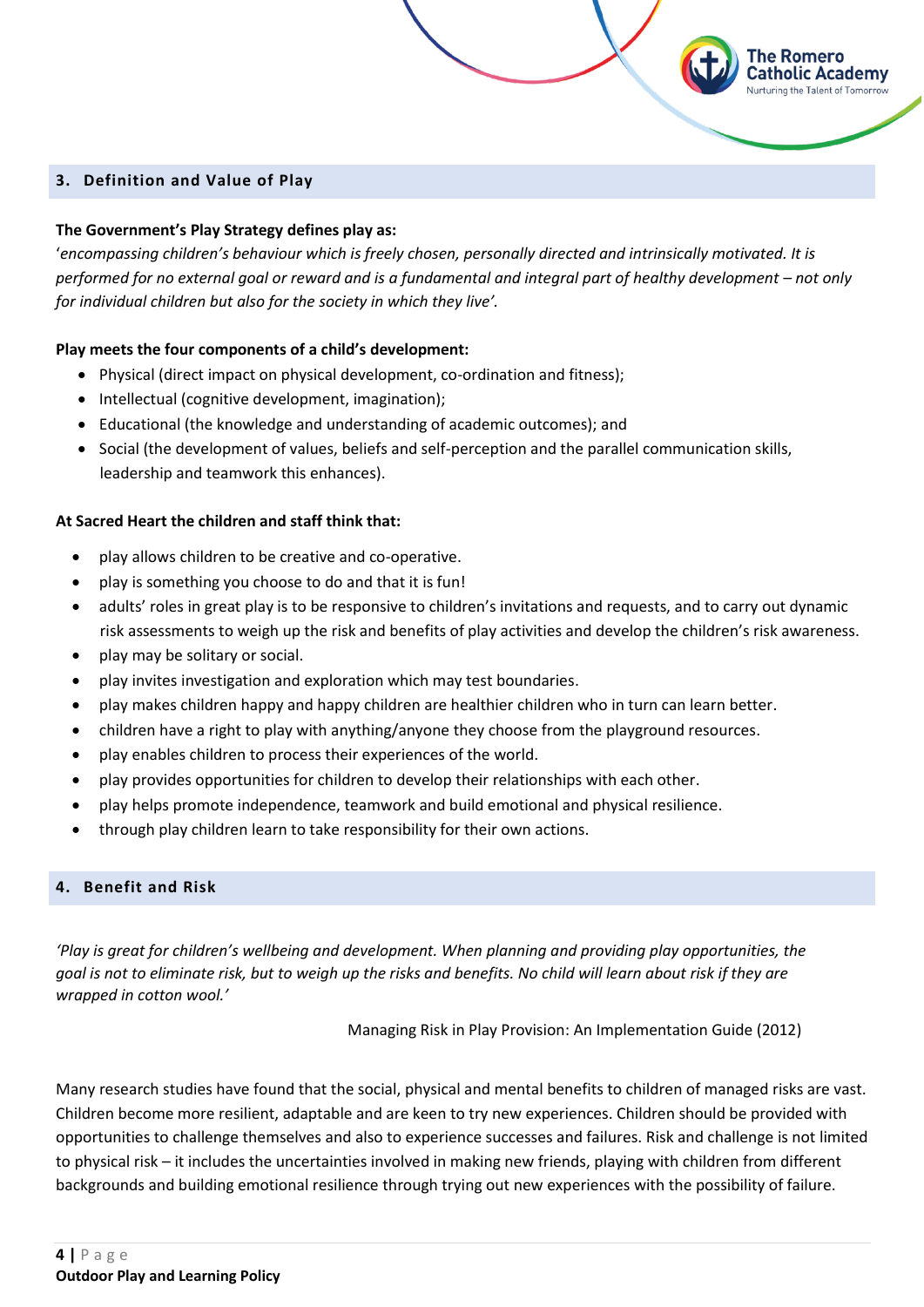## 3. Definition and Value of Play

**The Government's Play Strategy defines play as:**

'*encompassing children's behaviour which is freely chosen, personally directed and intrinsically motivated. It is performed for no external goal or reward and is a fundamental and integral part of healthy development – not only for individual children but also for the society in which they live'.*

**Play meets the four components of a child's development:**

- Physical (direct impact on physical development, co-ordination and fitness);
- Intellectual (cognitive development, imagination);
- Educational (the knowledge and understanding of academic outcomes); and
- Social (the development of values, beliefs and self-perception and the parallel communication skills, leadership and teamwork this enhances).

**At Sacred Heart the children and staff think that:**

- play allows children to be creative and co-operative.
- play is something you choose to do and that it is fun!
- adults' roles in great play is to be responsive to children's invitations and requests, and to carry out dynamic risk assessments to weigh up the risk and benefits of play activities and develop the children's risk awareness.
- play may be solitary or social.
- play invites investigation and exploration which may test boundaries.
- play makes children happy and happy children are healthier children who in turn can learn better.
- children have a right to play with anything/anyone they choose from the playground resources.
- play enables children to process their experiences of the world.
- play provides opportunities for children to develop their relationships with each other.
- play helps promote independence, teamwork and build emotional and physical resilience.
- through play children learn to take responsibility for their own actions.

## 4. Benefit and Risk

*'Play is great for children's wellbeing and development. When planning and providing play opportunities, the goal is not to eliminate risk, but to weigh up the risks and benefits. No child will learn about risk if they are wrapped in cotton wool.'*

Managing Risk in Play Provision: An Implementation Guide (2012)

Many research studies have found that the social, physical and mental benefits to children of managed risks are vast. Children become more resilient, adaptable and are keen to try new experiences. Children should be provided with opportunities to challenge themselves and also to experience successes and failures. Risk and challenge is not limited to physical risk – it includes the uncertainties involved in making new friends, playing with children from different backgrounds and building emotional resilience through trying out new experiences with the possibility of failure.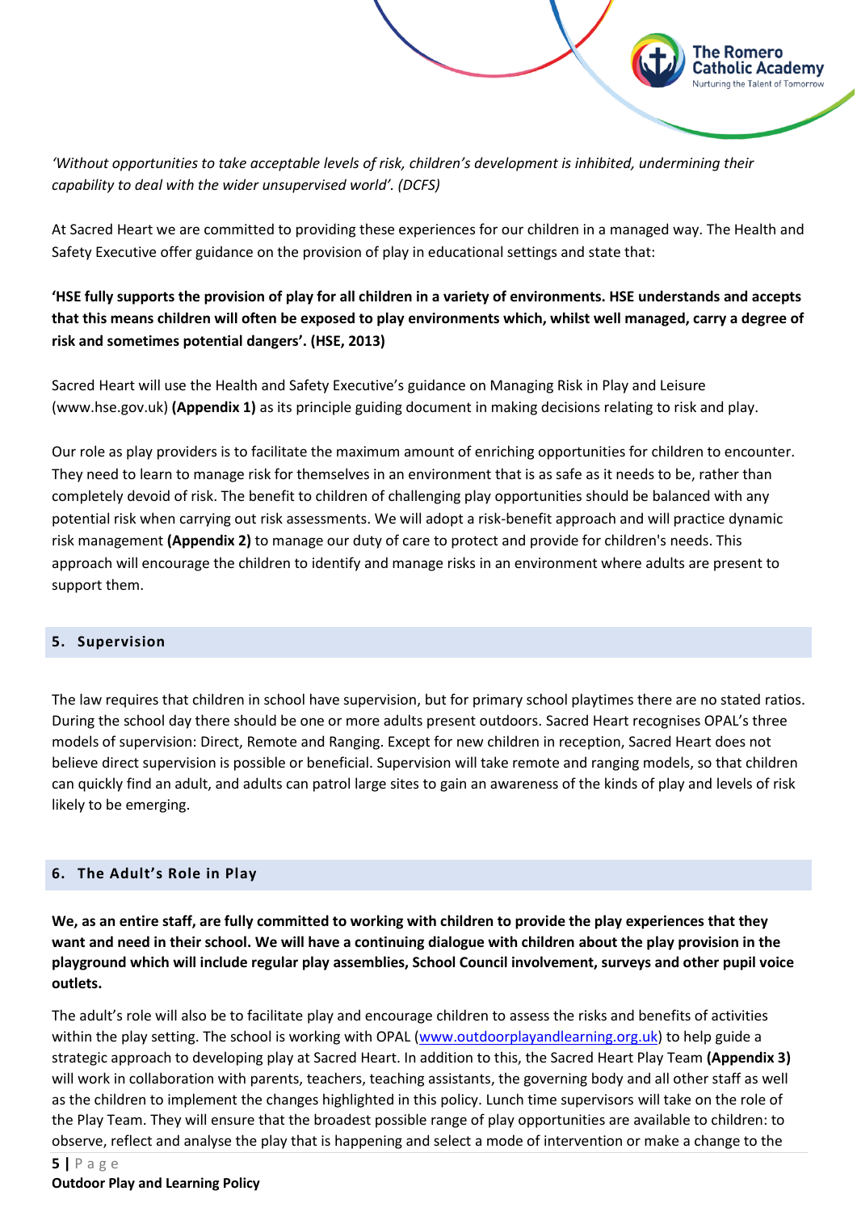*'Without opportunities to take acceptable levels of risk, children's development is inhibited, undermining their capability to deal with the wider unsupervised world'. (DCFS)*

At Sacred Heart we are committed to providing these experiences for our children in a managed way. The Health and Safety Executive offer guidance on the provision of play in educational settings and state that:

**'HSE fully supports the provision of play for all children in a variety of environments. HSE understands and accepts that this means children will often be exposed to play environments which, whilst well managed, carry a degree of risk and sometimes potential dangers'. (HSE, 2013)**

Sacred Heart will use the Health and Safety Executive's guidance on Managing Risk in Play and Leisure (www.hse.gov.uk) **(Appendix 1)** as its principle guiding document in making decisions relating to risk and play.

Our role as play providers is to facilitate the maximum amount of enriching opportunities for children to encounter. They need to learn to manage risk for themselves in an environment that is as safe as it needs to be, rather than completely devoid of risk. The benefit to children of challenging play opportunities should be balanced with any potential risk when carrying out risk assessments. We will adopt a risk-benefit approach and will practice dynamic risk management **(Appendix 2)** to manage our duty of care to protect and provide for children's needs. This approach will encourage the children to identify and manage risks in an environment where adults are present to support them.

## 5. Supervision

The law requires that children in school have supervision, but for primary school playtimes there are no stated ratios. During the school day there should be one or more adults present outdoors. Sacred Heart recognises OPAL's three models of supervision: Direct, Remote and Ranging. Except for new children in reception, Sacred Heart does not believe direct supervision is possible or beneficial. Supervision will take remote and ranging models, so that children can quickly find an adult, and adults can patrol large sites to gain an awareness of the kinds of play and levels of risk likely to be emerging.

## 6. The Adult's Role in Play

**We, as an entire staff, are fully committed to working with children to provide the play experiences that they want and need in their school. We will have a continuing dialogue with children about the play provision in the playground which will include regular play assemblies, School Council involvement, surveys and other pupil voice outlets.**

The adult's role will also be to facilitate play and encourage children to assess the risks and benefits of activities within the play setting. The school is working with OPAL ([www.outdoorplayandlearning.org.uk](www.outdoorplayandlearning.org.uk)) to help guide a strategic approach to developing play at Sacred Heart. In addition to this, the Sacred Heart Play Team **(Appendix 3)** will work in collaboration with parents, teachers, teaching assistants, the governing body and all other staff as well as the children to implement the changes highlighted in this policy. Lunch time supervisors will take on the role of the Play Team. They will ensure that the broadest possible range of play opportunities are available to children: to observe, reflect and analyse the play that is happening and select a mode of intervention or make a change to the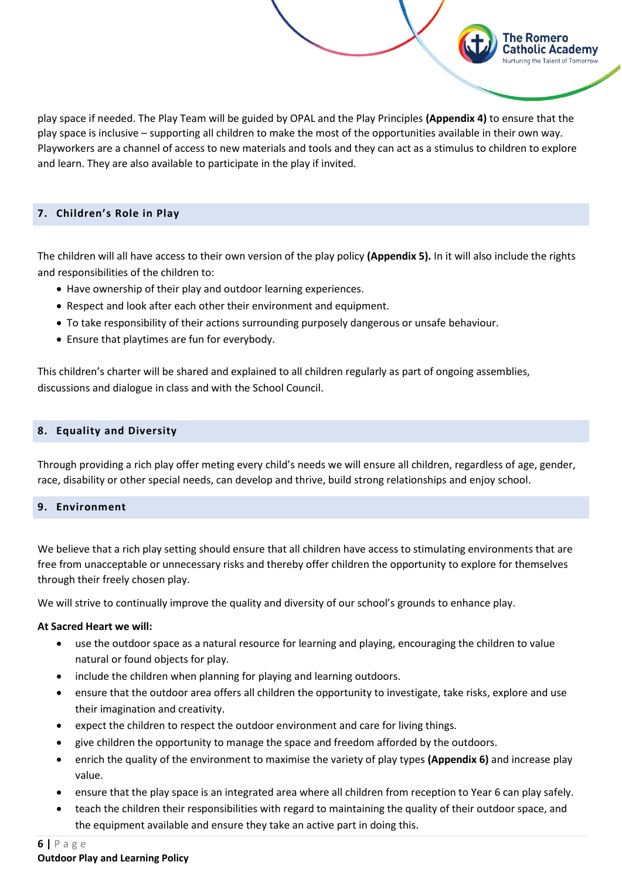play space if needed. The Play Team will be guided by OPAL and the Play Principles **(Appendix 4)** to ensure that the play space is inclusive – supporting all children to make the most of the opportunities available in their own way. Playworkers are a channel of access to new materials and tools and they can act as a stimulus to children to explore and learn. They are also available to participate in the play if invited.

## 7. Children's Role in Play

The children will all have access to their own version of the play policy **(Appendix 5).** In it will also include the rights and responsibilities of the children to:

- Have ownership of their play and outdoor learning experiences.
- Respect and look after each other their environment and equipment.
- To take responsibility of their actions surrounding purposely dangerous or unsafe behaviour.
- Ensure that playtimes are fun for everybody.

This children's charter will be shared and explained to all children regularly as part of ongoing assemblies, discussions and dialogue in class and with the School Council.

## 8. Equality and Diversity

Through providing a rich play offer meting every child's needs we will ensure all children, regardless of age, gender, race, disability or other special needs, can develop and thrive, build strong relationships and enjoy school.

## 9. Environment

We believe that a rich play setting should ensure that all children have access to stimulating environments that are free from unacceptable or unnecessary risks and thereby offer children the opportunity to explore for themselves through their freely chosen play.

We will strive to continually improve the quality and diversity of our school's grounds to enhance play.

**At Sacred Heart we will:**

- use the outdoor space as a natural resource for learning and playing, encouraging the children to value natural or found objects for play.
- include the children when planning for playing and learning outdoors.
- ensure that the outdoor area offers all children the opportunity to investigate, take risks, explore and use their imagination and creativity.
- expect the children to respect the outdoor environment and care for living things.
- give children the opportunity to manage the space and freedom afforded by the outdoors.
- enrich the quality of the environment to maximise the variety of play types **(Appendix 6)** and increase play value.
- ensure that the play space is an integrated area where all children from reception to Year 6 can play safely.
- teach the children their responsibilities with regard to maintaining the quality of their outdoor space, and the equipment available and ensure they take an active part in doing this.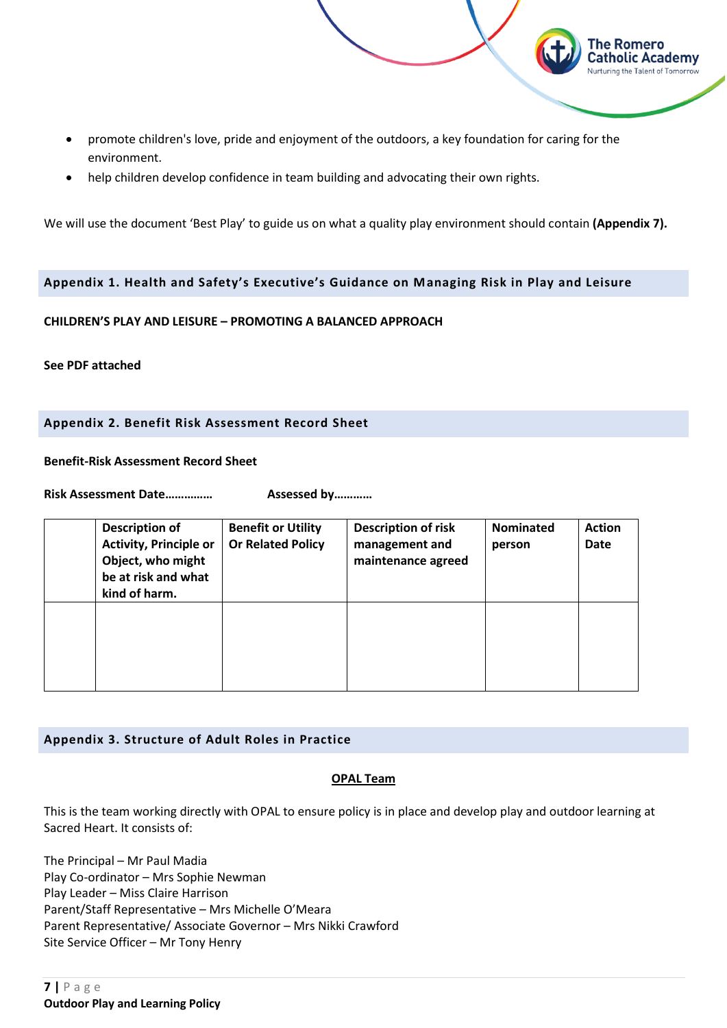- promote children's love, pride and enjoyment of the outdoors, a key foundation for caring for the environment.
- help children develop confidence in team building and advocating their own rights.

We will use the document 'Best Play' to guide us on what a quality play environment should contain **(Appendix 7).**

## Appendix 1. Health and Safety's Executive's Guidance on Managing Risk in Play and Leisure

**CHILDREN'S PLAY AND LEISURE – PROMOTING A BALANCED APPROACH**

**See PDF attached**

## Appendix 2. Benefit Risk Assessment Record Sheet

**Benefit-Risk Assessment Record Sheet**

**Risk Assessment Date……………** **Assessed by…………**

| | Description of Activity, Principle or Object, who might be at risk and what kind of harm. | Benefit or Utility Or Related Policy | Description of risk management and maintenance agreed | Nominated person | Action Date |
|---|---|---|---|---|---|
| | | | | | |

## Appendix 3. Structure of Adult Roles in Practice

**OPAL Team**

This is the team working directly with OPAL to ensure policy is in place and develop play and outdoor learning at Sacred Heart. It consists of:

The Principal – Mr Paul Madia
Play Co-ordinator – Mrs Sophie Newman
Play Leader – Miss Claire Harrison
Parent/Staff Representative – Mrs Michelle O'Meara
Parent Representative/ Associate Governor – Mrs Nikki Crawford
Site Service Officer – Mr Tony Henry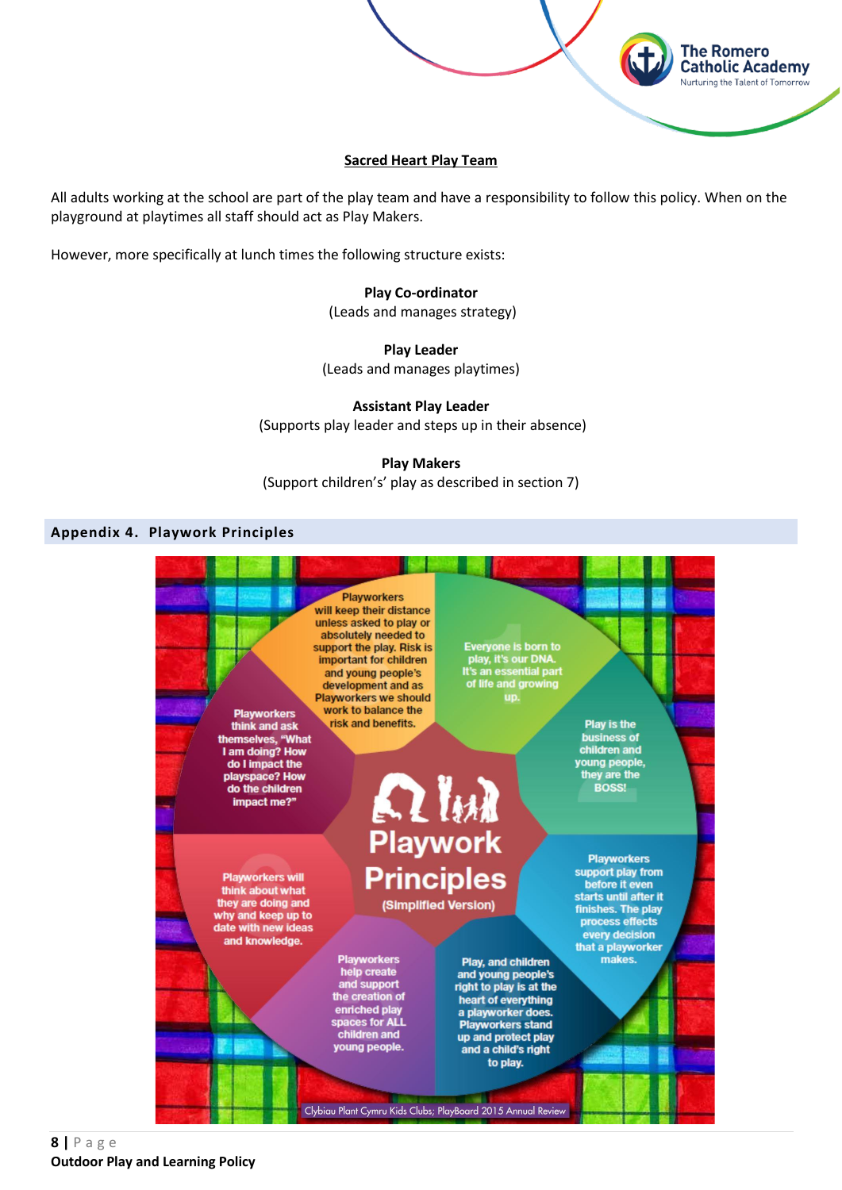## Sacred Heart Play Team

All adults working at the school are part of the play team and have a responsibility to follow this policy. When on the playground at playtimes all staff should act as Play Makers.

However, more specifically at lunch times the following structure exists:

**Play Co-ordinator**
(Leads and manages strategy)

**Play Leader**
(Leads and manages playtimes)

**Assistant Play Leader**
(Supports play leader and steps up in their absence)

**Play Makers**
(Support children's' play as described in section 7)

## Appendix 4. Playwork Principles

**Playwork Principles** (Simplified Version)

1. Everyone is born to play, it's our DNA. It's an essential part of life and growing up.
2. Play is the business of children and young people, they are the BOSS!
3. Playworkers support play from before it even starts until after it finishes. The play process effects every decision that a playworker makes.
4. Play, and children and young people's right to play is at the heart of everything a playworker does. Playworkers stand up and protect play and a child's right to play.
5. Playworkers help create and support the creation of enriched play spaces for ALL children and young people.
6. Playworkers will think about what they are doing and why and keep up to date with new ideas and knowledge.
7. Playworkers think and ask themselves, "What I am doing? How do I impact the playspace? How do the children impact me?"
8. Playworkers will keep their distance unless asked to play or absolutely needed to support the play. Risk is important for children and young people's development and as Playworkers we should work to balance the risk and benefits.

Clybiau Plant Cymru Kids Clubs; PlayBoard 2015 Annual Review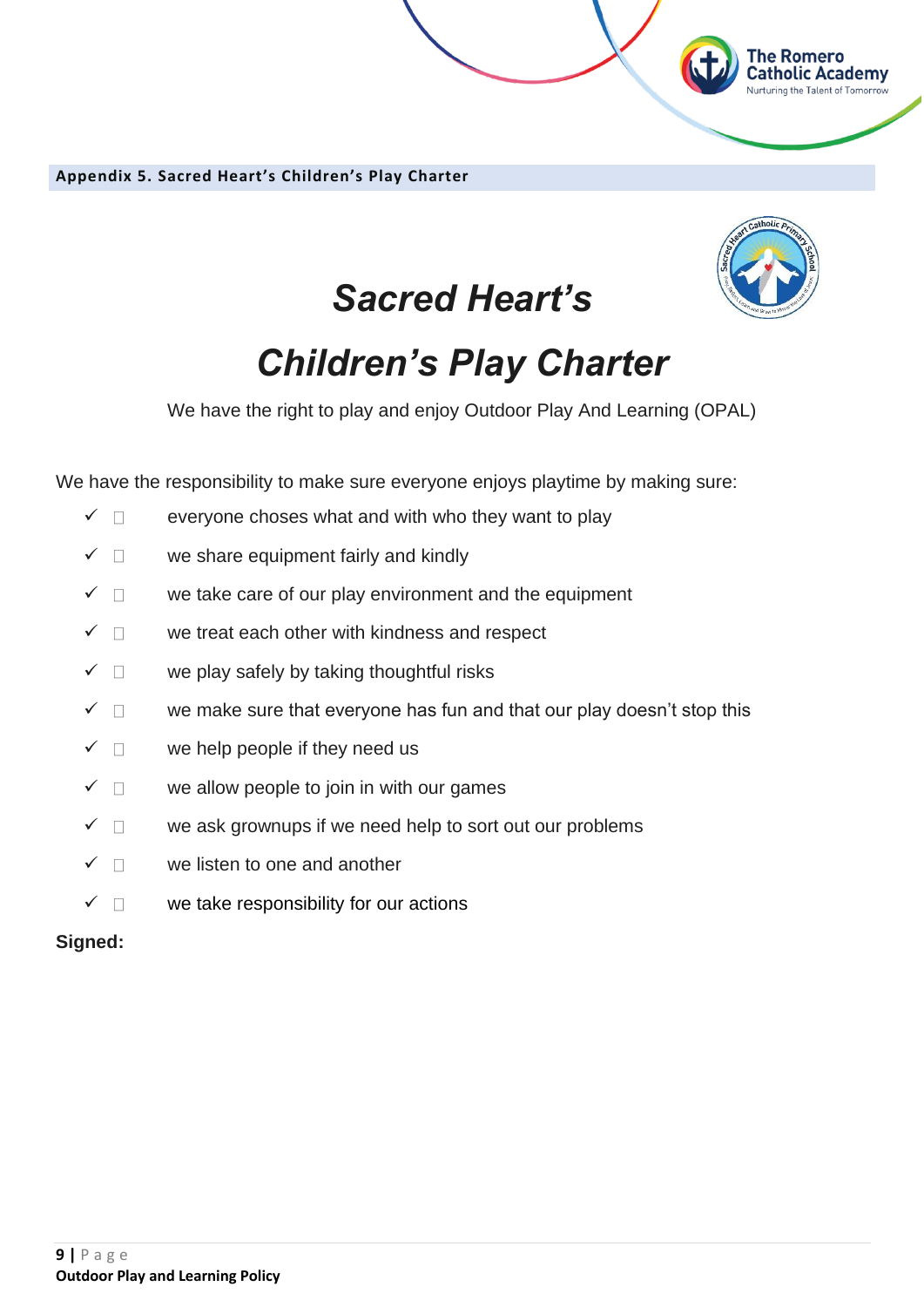**Appendix 5. Sacred Heart's Children's Play Charter**

# *Sacred Heart's*

# *Children's Play Charter*

We have the right to play and enjoy Outdoor Play And Learning (OPAL)

We have the responsibility to make sure everyone enjoys playtime by making sure:

- ✓ everyone choses what and with who they want to play
- ✓ we share equipment fairly and kindly
- ✓ we take care of our play environment and the equipment
- ✓ we treat each other with kindness and respect
- ✓ we play safely by taking thoughtful risks
- ✓ we make sure that everyone has fun and that our play doesn't stop this
- ✓ we help people if they need us
- ✓ we allow people to join in with our games
- ✓ we ask grownups if we need help to sort out our problems
- ✓ we listen to one and another
- ✓ we take responsibility for our actions

**Signed:**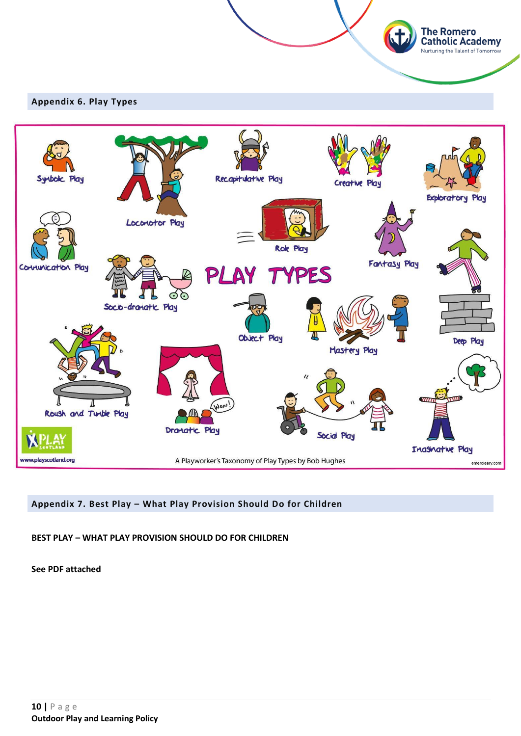## Appendix 6. Play Types

Symbolic Play

Locomotor Play

Recapitulative Play

Creative Play

Exploratory Play

Communication Play

Role Play

Fantasy Play

Socio-dramatic Play

PLAY TYPES

Object Play

Mastery Play

Deep Play

Rough and Tumble Play

Dramatic Play

Social Play

Imaginative Play

PLAY SCOTLAND

www.playscotland.org

A Playworker's Taxonomy of Play Types by Bob Hughes

emeroleary.com

## Appendix 7. Best Play – What Play Provision Should Do for Children

**BEST PLAY – WHAT PLAY PROVISION SHOULD DO FOR CHILDREN**

**See PDF attached**